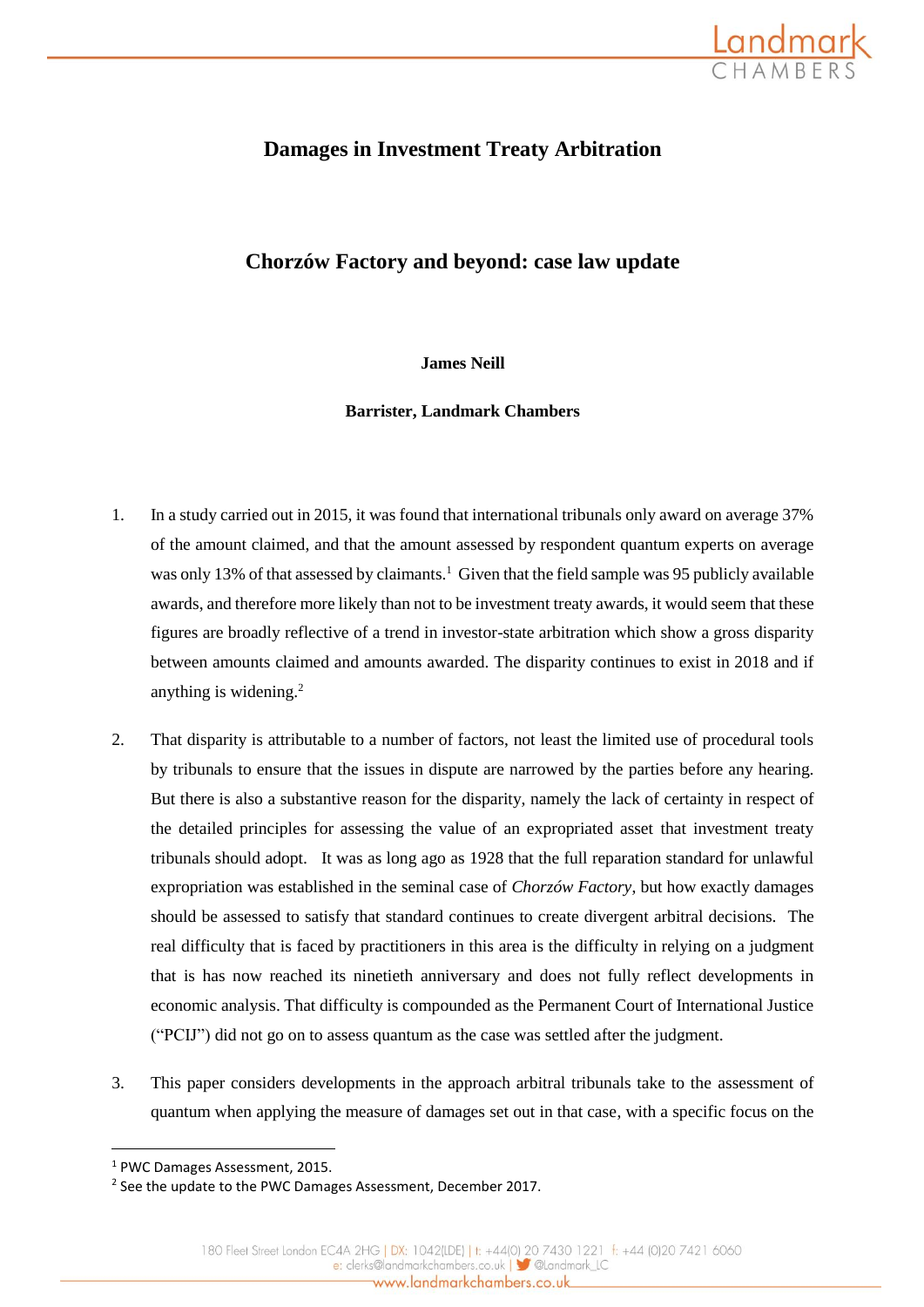# Damages in Investment Treaty Arbitration

## Chorzów Factory and beyond: case law update

**James Neill**

**Barrister, Landmark Chambers**

1. In a study carried out in 2015, it was found that international tribunals only award on average 37% of the amount claimed, and that the amount assessed by respondent quantum experts on average was only 13% of that assessed by claimants.[1] Given that the field sample was 95 publicly available awards, and therefore more likely than not to be investment treaty awards, it would seem that these figures are broadly reflective of a trend in investor-state arbitration which show a gross disparity between amounts claimed and amounts awarded. The disparity continues to exist in 2018 and if anything is widening.[2]

2. That disparity is attributable to a number of factors, not least the limited use of procedural tools by tribunals to ensure that the issues in dispute are narrowed by the parties before any hearing. But there is also a substantive reason for the disparity, namely the lack of certainty in respect of the detailed principles for assessing the value of an expropriated asset that investment treaty tribunals should adopt. It was as long ago as 1928 that the full reparation standard for unlawful expropriation was established in the seminal case of *Chorzów Factory*, but how exactly damages should be assessed to satisfy that standard continues to create divergent arbitral decisions. The real difficulty that is faced by practitioners in this area is the difficulty in relying on a judgment that is has now reached its ninetieth anniversary and does not fully reflect developments in economic analysis. That difficulty is compounded as the Permanent Court of International Justice ("PCIJ") did not go on to assess quantum as the case was settled after the judgment.

3. This paper considers developments in the approach arbitral tribunals take to the assessment of quantum when applying the measure of damages set out in that case, with a specific focus on the

---

[1] PWC Damages Assessment, 2015.

[2] See the update to the PWC Damages Assessment, December 2017.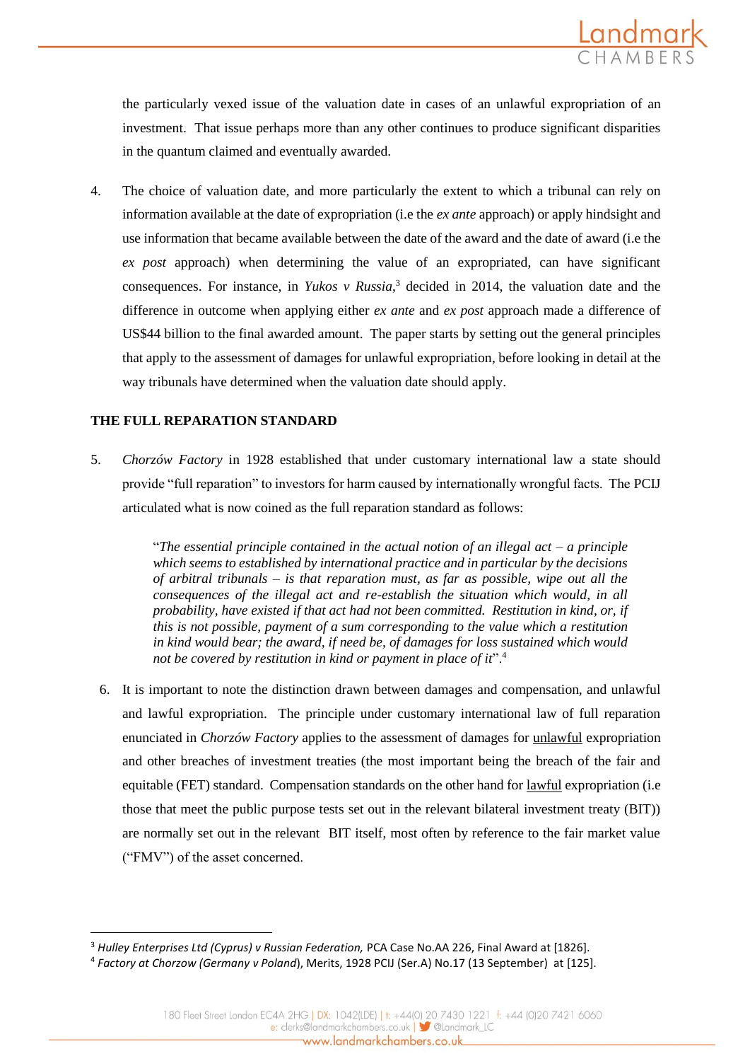the particularly vexed issue of the valuation date in cases of an unlawful expropriation of an investment. That issue perhaps more than any other continues to produce significant disparities in the quantum claimed and eventually awarded.

4. The choice of valuation date, and more particularly the extent to which a tribunal can rely on information available at the date of expropriation (i.e the *ex ante* approach) or apply hindsight and use information that became available between the date of the award and the date of award (i.e the *ex post* approach) when determining the value of an expropriated, can have significant consequences. For instance, in *Yukos v Russia*,[3] decided in 2014, the valuation date and the difference in outcome when applying either *ex ante* and *ex post* approach made a difference of US$44 billion to the final awarded amount. The paper starts by setting out the general principles that apply to the assessment of damages for unlawful expropriation, before looking in detail at the way tribunals have determined when the valuation date should apply.

**THE FULL REPARATION STANDARD**

5. *Chorzów Factory* in 1928 established that under customary international law a state should provide "full reparation" to investors for harm caused by internationally wrongful facts. The PCIJ articulated what is now coined as the full reparation standard as follows:

> "*The essential principle contained in the actual notion of an illegal act – a principle which seems to established by international practice and in particular by the decisions of arbitral tribunals – is that reparation must, as far as possible, wipe out all the consequences of the illegal act and re-establish the situation which would, in all probability, have existed if that act had not been committed. Restitution in kind, or, if this is not possible, payment of a sum corresponding to the value which a restitution in kind would bear; the award, if need be, of damages for loss sustained which would not be covered by restitution in kind or payment in place of it*".[4]

6. It is important to note the distinction drawn between damages and compensation, and unlawful and lawful expropriation. The principle under customary international law of full reparation enunciated in *Chorzów Factory* applies to the assessment of damages for <u>unlawful</u> expropriation and other breaches of investment treaties (the most important being the breach of the fair and equitable (FET) standard. Compensation standards on the other hand for <u>lawful</u> expropriation (i.e those that meet the public purpose tests set out in the relevant bilateral investment treaty (BIT)) are normally set out in the relevant BIT itself, most often by reference to the fair market value ("FMV") of the asset concerned.

---

[3] *Hulley Enterprises Ltd (Cyprus) v Russian Federation,* PCA Case No.AA 226, Final Award at [1826].

[4] *Factory at Chorzow (Germany v Poland*), Merits, 1928 PCIJ (Ser.A) No.17 (13 September) at [125].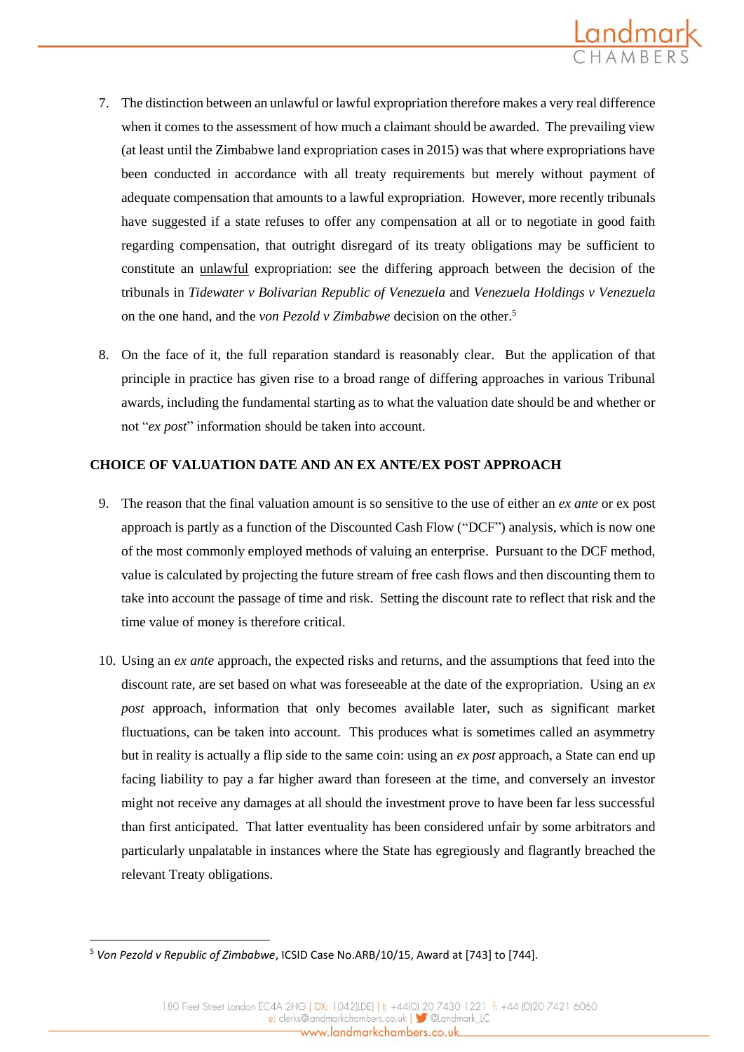7. The distinction between an unlawful or lawful expropriation therefore makes a very real difference when it comes to the assessment of how much a claimant should be awarded. The prevailing view (at least until the Zimbabwe land expropriation cases in 2015) was that where expropriations have been conducted in accordance with all treaty requirements but merely without payment of adequate compensation that amounts to a lawful expropriation. However, more recently tribunals have suggested if a state refuses to offer any compensation at all or to negotiate in good faith regarding compensation, that outright disregard of its treaty obligations may be sufficient to constitute an unlawful expropriation: see the differing approach between the decision of the tribunals in *Tidewater v Bolivarian Republic of Venezuela* and *Venezuela Holdings v Venezuela* on the one hand, and the *von Pezold v Zimbabwe* decision on the other.[5]

8. On the face of it, the full reparation standard is reasonably clear. But the application of that principle in practice has given rise to a broad range of differing approaches in various Tribunal awards, including the fundamental starting as to what the valuation date should be and whether or not "*ex post*" information should be taken into account.

## CHOICE OF VALUATION DATE AND AN EX ANTE/EX POST APPROACH

9. The reason that the final valuation amount is so sensitive to the use of either an *ex ante* or ex post approach is partly as a function of the Discounted Cash Flow ("DCF") analysis, which is now one of the most commonly employed methods of valuing an enterprise. Pursuant to the DCF method, value is calculated by projecting the future stream of free cash flows and then discounting them to take into account the passage of time and risk. Setting the discount rate to reflect that risk and the time value of money is therefore critical.

10. Using an *ex ante* approach, the expected risks and returns, and the assumptions that feed into the discount rate, are set based on what was foreseeable at the date of the expropriation. Using an *ex post* approach, information that only becomes available later, such as significant market fluctuations, can be taken into account. This produces what is sometimes called an asymmetry but in reality is actually a flip side to the same coin: using an *ex post* approach, a State can end up facing liability to pay a far higher award than foreseen at the time, and conversely an investor might not receive any damages at all should the investment prove to have been far less successful than first anticipated. That latter eventuality has been considered unfair by some arbitrators and particularly unpalatable in instances where the State has egregiously and flagrantly breached the relevant Treaty obligations.

---

[5] *Von Pezold v Republic of Zimbabwe*, ICSID Case No.ARB/10/15, Award at [743] to [744].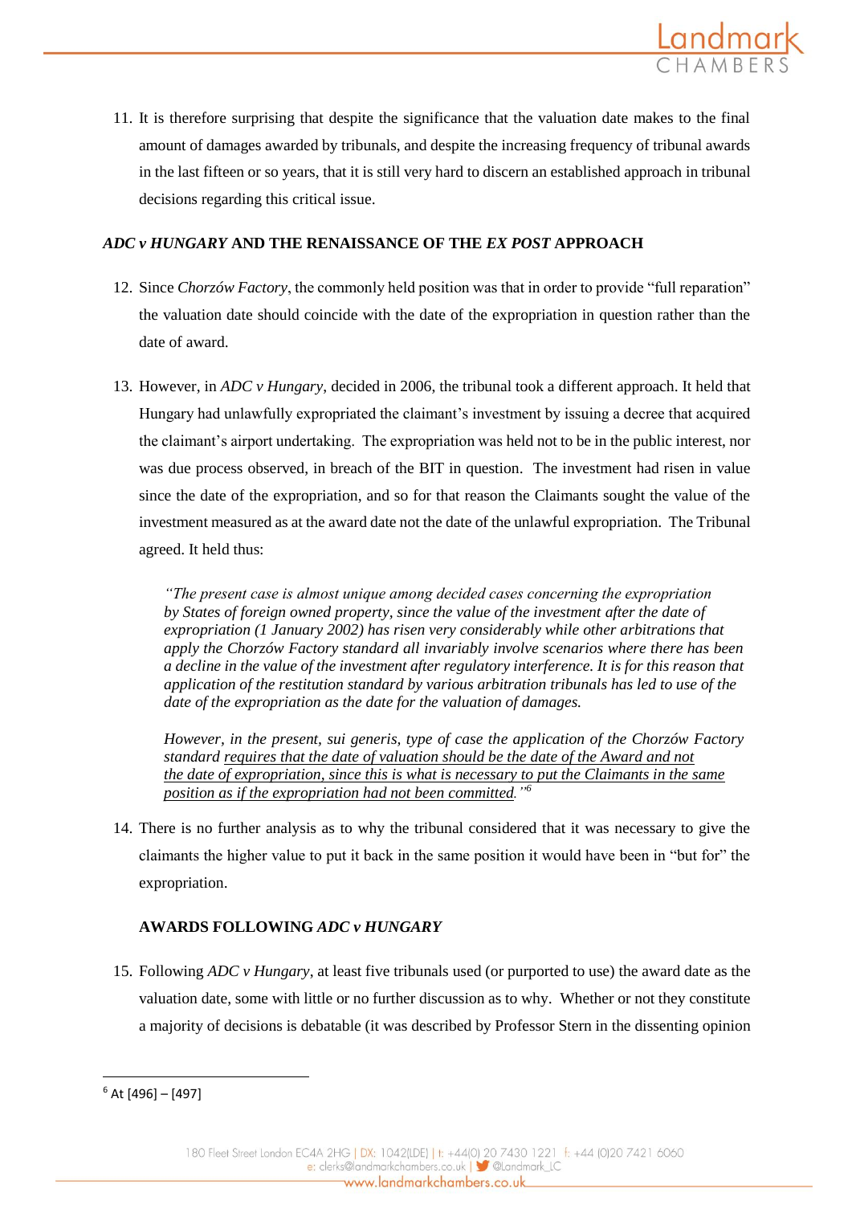11. It is therefore surprising that despite the significance that the valuation date makes to the final amount of damages awarded by tribunals, and despite the increasing frequency of tribunal awards in the last fifteen or so years, that it is still very hard to discern an established approach in tribunal decisions regarding this critical issue.

## *ADC v HUNGARY* AND THE RENAISSANCE OF THE *EX POST* APPROACH

12. Since *Chorzów Factory*, the commonly held position was that in order to provide "full reparation" the valuation date should coincide with the date of the expropriation in question rather than the date of award.

13. However, in *ADC v Hungary*, decided in 2006, the tribunal took a different approach. It held that Hungary had unlawfully expropriated the claimant's investment by issuing a decree that acquired the claimant's airport undertaking. The expropriation was held not to be in the public interest, nor was due process observed, in breach of the BIT in question. The investment had risen in value since the date of the expropriation, and so for that reason the Claimants sought the value of the investment measured as at the award date not the date of the unlawful expropriation. The Tribunal agreed. It held thus:

> *"The present case is almost unique among decided cases concerning the expropriation by States of foreign owned property, since the value of the investment after the date of expropriation (1 January 2002) has risen very considerably while other arbitrations that apply the Chorzów Factory standard all invariably involve scenarios where there has been a decline in the value of the investment after regulatory interference. It is for this reason that application of the restitution standard by various arbitration tribunals has led to use of the date of the expropriation as the date for the valuation of damages.*
>
> *However, in the present, sui generis, type of case the application of the Chorzów Factory standard requires that the date of valuation should be the date of the Award and not the date of expropriation, since this is what is necessary to put the Claimants in the same position as if the expropriation had not been committed."*[6]

14. There is no further analysis as to why the tribunal considered that it was necessary to give the claimants the higher value to put it back in the same position it would have been in "but for" the expropriation.

### AWARDS FOLLOWING *ADC v HUNGARY*

15. Following *ADC v Hungary*, at least five tribunals used (or purported to use) the award date as the valuation date, some with little or no further discussion as to why. Whether or not they constitute a majority of decisions is debatable (it was described by Professor Stern in the dissenting opinion

---

[6] At [496] – [497]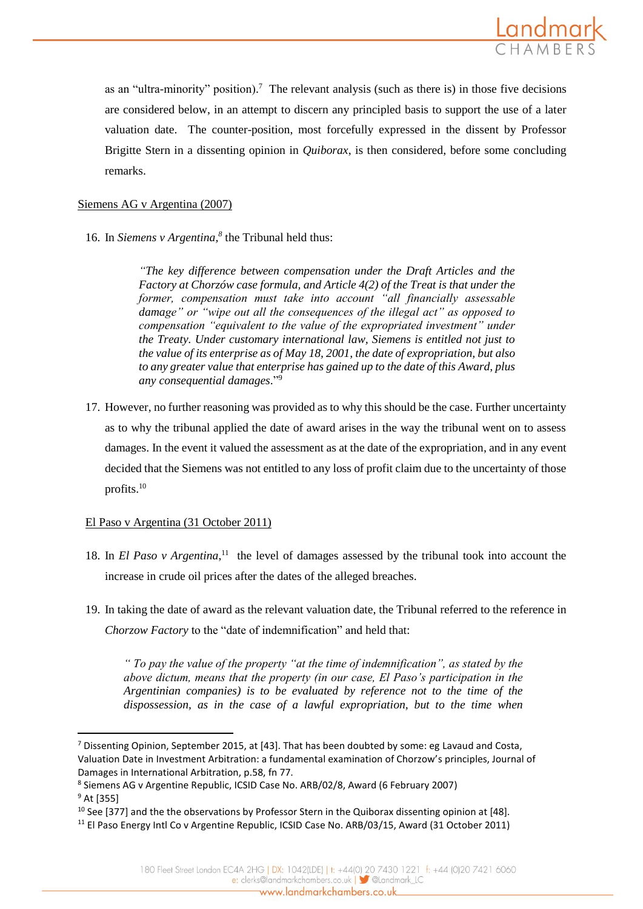as an "ultra-minority" position).[7] The relevant analysis (such as there is) in those five decisions are considered below, in an attempt to discern any principled basis to support the use of a later valuation date. The counter-position, most forcefully expressed in the dissent by Professor Brigitte Stern in a dissenting opinion in *Quiborax*, is then considered, before some concluding remarks.

Siemens AG v Argentina (2007)

16. In *Siemens v Argentina*,[8] the Tribunal held thus:

> *"The key difference between compensation under the Draft Articles and the Factory at Chorzów case formula, and Article 4(2) of the Treat is that under the former, compensation must take into account "all financially assessable damage" or "wipe out all the consequences of the illegal act" as opposed to compensation "equivalent to the value of the expropriated investment" under the Treaty. Under customary international law, Siemens is entitled not just to the value of its enterprise as of May 18, 2001, the date of expropriation, but also to any greater value that enterprise has gained up to the date of this Award, plus any consequential damages*."[9]

17. However, no further reasoning was provided as to why this should be the case. Further uncertainty as to why the tribunal applied the date of award arises in the way the tribunal went on to assess damages. In the event it valued the assessment as at the date of the expropriation, and in any event decided that the Siemens was not entitled to any loss of profit claim due to the uncertainty of those profits.[10]

El Paso v Argentina (31 October 2011)

18. In *El Paso v Argentina*,[11] the level of damages assessed by the tribunal took into account the increase in crude oil prices after the dates of the alleged breaches.

19. In taking the date of award as the relevant valuation date, the Tribunal referred to the reference in *Chorzow Factory* to the "date of indemnification" and held that:

> *" To pay the value of the property "at the time of indemnification", as stated by the above dictum, means that the property (in our case, El Paso's participation in the Argentinian companies) is to be evaluated by reference not to the time of the dispossession, as in the case of a lawful expropriation, but to the time when*

---

[7] Dissenting Opinion, September 2015, at [43]. That has been doubted by some: eg Lavaud and Costa, Valuation Date in Investment Arbitration: a fundamental examination of Chorzow's principles, Journal of Damages in International Arbitration, p.58, fn 77.

[8] Siemens AG v Argentine Republic, ICSID Case No. ARB/02/8, Award (6 February 2007)

[9] At [355]

[10] See [377] and the the observations by Professor Stern in the Quiborax dissenting opinion at [48].

[11] El Paso Energy Intl Co v Argentine Republic, ICSID Case No. ARB/03/15, Award (31 October 2011)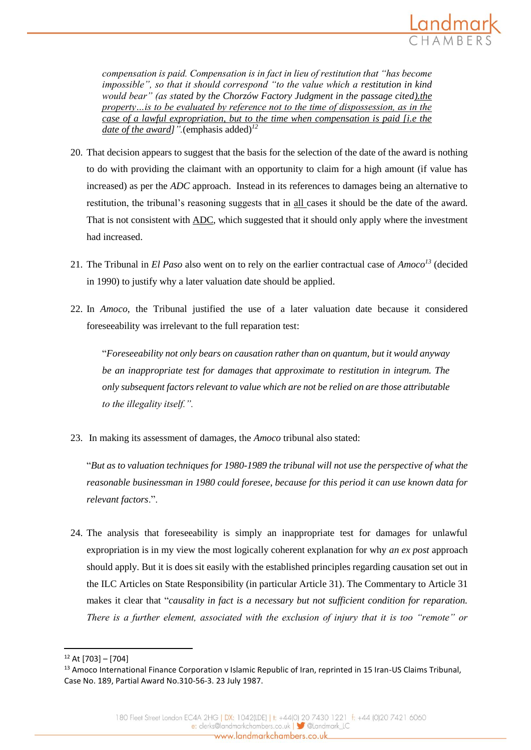> *compensation is paid. Compensation is in fact in lieu of restitution that "has become impossible", so that it should correspond "to the value which a restitution in kind would bear" (as stated by the Chorzów Factory Judgment in the passage cited).the property…is to be evaluated by reference not to the time of dispossession, as in the case of a lawful expropriation, but to the time when compensation is paid [i.e the date of the award]".*(emphasis added)[12]

20. That decision appears to suggest that the basis for the selection of the date of the award is nothing to do with providing the claimant with an opportunity to claim for a high amount (if value has increased) as per the *ADC* approach. Instead in its references to damages being an alternative to restitution, the tribunal's reasoning suggests that in all cases it should be the date of the award. That is not consistent with ADC, which suggested that it should only apply where the investment had increased.

21. The Tribunal in *El Paso* also went on to rely on the earlier contractual case of *Amoco*[13] (decided in 1990) to justify why a later valuation date should be applied.

22. In *Amoco*, the Tribunal justified the use of a later valuation date because it considered foreseeability was irrelevant to the full reparation test:

> "*Foreseeability not only bears on causation rather than on quantum, but it would anyway be an inappropriate test for damages that approximate to restitution in integrum. The only subsequent factors relevant to value which are not be relied on are those attributable to the illegality itself.".*

23. In making its assessment of damages, the *Amoco* tribunal also stated:

> "*But as to valuation techniques for 1980-1989 the tribunal will not use the perspective of what the reasonable businessman in 1980 could foresee, because for this period it can use known data for relevant factors*.".

24. The analysis that foreseeability is simply an inappropriate test for damages for unlawful expropriation is in my view the most logically coherent explanation for why *an ex post* approach should apply. But it is does sit easily with the established principles regarding causation set out in the ILC Articles on State Responsibility (in particular Article 31). The Commentary to Article 31 makes it clear that "*causality in fact is a necessary but not sufficient condition for reparation. There is a further element, associated with the exclusion of injury that it is too "remote" or*

---

[12] At [703] – [704]

[13] Amoco International Finance Corporation v Islamic Republic of Iran, reprinted in 15 Iran-US Claims Tribunal, Case No. 189, Partial Award No.310-56-3. 23 July 1987.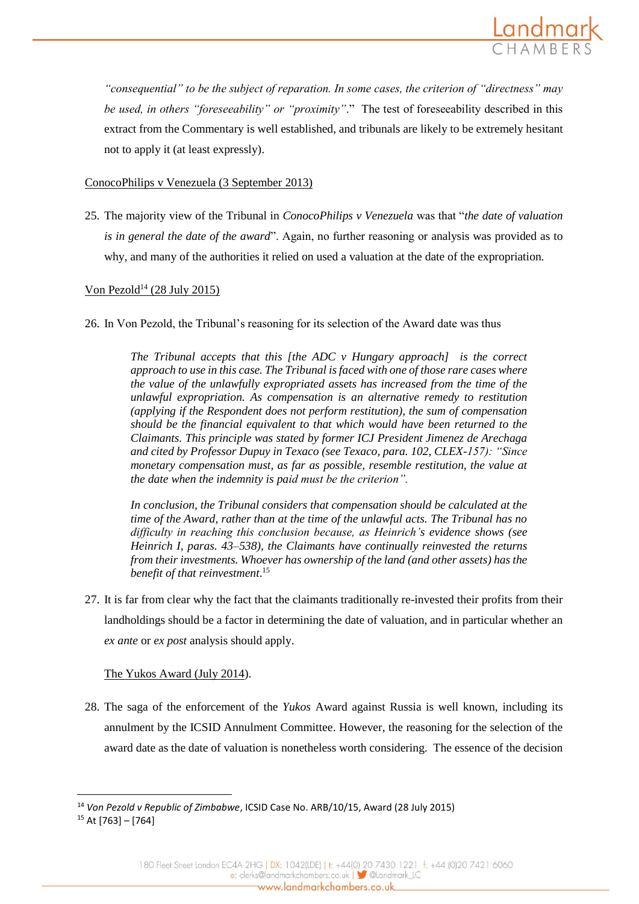*"consequential" to be the subject of reparation. In some cases, the criterion of "directness" may be used, in others "foreseeability" or "proximity"*." The test of foreseeability described in this extract from the Commentary is well established, and tribunals are likely to be extremely hesitant not to apply it (at least expressly).

<u>ConocoPhilips v Venezuela (3 September 2013)</u>

25. The majority view of the Tribunal in *ConocoPhilips v Venezuela* was that "*the date of valuation is in general the date of the award*". Again, no further reasoning or analysis was provided as to why, and many of the authorities it relied on used a valuation at the date of the expropriation.

<u>Von Pezold[14] (28 July 2015)</u>

26. In Von Pezold, the Tribunal's reasoning for its selection of the Award date was thus

> *The Tribunal accepts that this [the ADC v Hungary approach] is the correct approach to use in this case. The Tribunal is faced with one of those rare cases where the value of the unlawfully expropriated assets has increased from the time of the unlawful expropriation. As compensation is an alternative remedy to restitution (applying if the Respondent does not perform restitution), the sum of compensation should be the financial equivalent to that which would have been returned to the Claimants. This principle was stated by former ICJ President Jimenez de Arechaga and cited by Professor Dupuy in Texaco (see Texaco, para. 102, CLEX-157): "Since monetary compensation must, as far as possible, resemble restitution, the value at the date when the indemnity is paid must be the criterion".*
>
> *In conclusion, the Tribunal considers that compensation should be calculated at the time of the Award, rather than at the time of the unlawful acts. The Tribunal has no difficulty in reaching this conclusion because, as Heinrich's evidence shows (see Heinrich I, paras. 43–538), the Claimants have continually reinvested the returns from their investments. Whoever has ownership of the land (and other assets) has the benefit of that reinvestment.*[15]

27. It is far from clear why the fact that the claimants traditionally re-invested their profits from their landholdings should be a factor in determining the date of valuation, and in particular whether an *ex ante* or *ex post* analysis should apply.

<u>The Yukos Award (July 2014)</u>.

28. The saga of the enforcement of the *Yukos* Award against Russia is well known, including its annulment by the ICSID Annulment Committee. However, the reasoning for the selection of the award date as the date of valuation is nonetheless worth considering. The essence of the decision

---

[14] *Von Pezold v Republic of Zimbabwe*, ICSID Case No. ARB/10/15, Award (28 July 2015)

[15] At [763] – [764]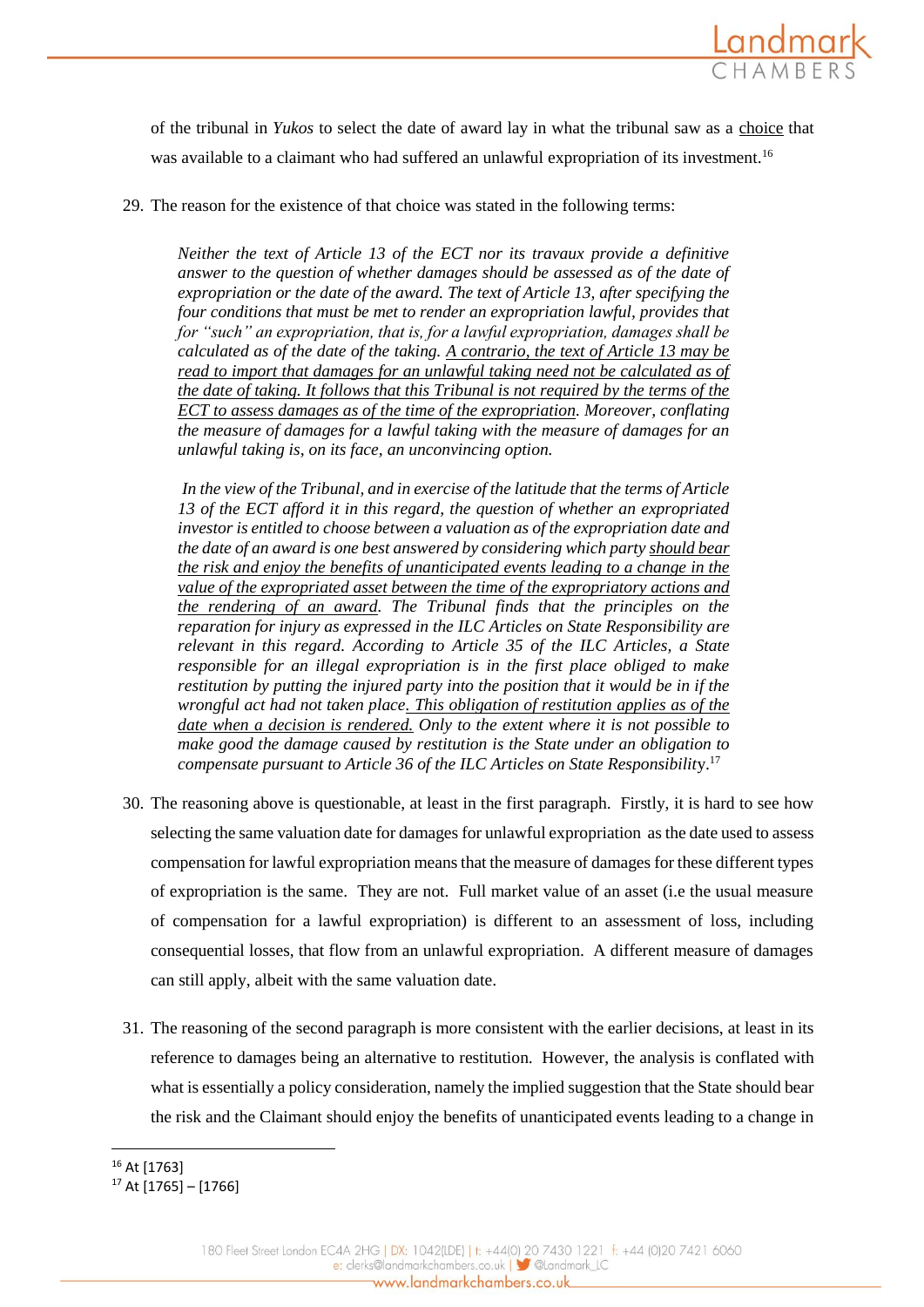of the tribunal in *Yukos* to select the date of award lay in what the tribunal saw as a <u>choice</u> that was available to a claimant who had suffered an unlawful expropriation of its investment.[16]

29. The reason for the existence of that choice was stated in the following terms:

> *Neither the text of Article 13 of the ECT nor its travaux provide a definitive answer to the question of whether damages should be assessed as of the date of expropriation or the date of the award. The text of Article 13, after specifying the four conditions that must be met to render an expropriation lawful, provides that for "such" an expropriation, that is, for a lawful expropriation, damages shall be calculated as of the date of the taking. <u>A contrario, the text of Article 13 may be read to import that damages for an unlawful taking need not be calculated as of the date of taking. It follows that this Tribunal is not required by the terms of the ECT to assess damages as of the time of the expropriation</u>. Moreover, conflating the measure of damages for a lawful taking with the measure of damages for an unlawful taking is, on its face, an unconvincing option.*
>
> *In the view of the Tribunal, and in exercise of the latitude that the terms of Article 13 of the ECT afford it in this regard, the question of whether an expropriated investor is entitled to choose between a valuation as of the expropriation date and the date of an award is one best answered by considering which party <u>should bear the risk and enjoy the benefits of unanticipated events leading to a change in the value of the expropriated asset between the time of the expropriatory actions and the rendering of an award</u>. The Tribunal finds that the principles on the reparation for injury as expressed in the ILC Articles on State Responsibility are relevant in this regard. According to Article 35 of the ILC Articles, a State responsible for an illegal expropriation is in the first place obliged to make restitution by putting the injured party into the position that it would be in if the wrongful act had not taken place<u>. This obligation of restitution applies as of the date when a decision is rendered.</u> Only to the extent where it is not possible to make good the damage caused by restitution is the State under an obligation to compensate pursuant to Article 36 of the ILC Articles on State Responsibility*.[17]

30. The reasoning above is questionable, at least in the first paragraph. Firstly, it is hard to see how selecting the same valuation date for damages for unlawful expropriation as the date used to assess compensation for lawful expropriation means that the measure of damages for these different types of expropriation is the same. They are not. Full market value of an asset (i.e the usual measure of compensation for a lawful expropriation) is different to an assessment of loss, including consequential losses, that flow from an unlawful expropriation. A different measure of damages can still apply, albeit with the same valuation date.

31. The reasoning of the second paragraph is more consistent with the earlier decisions, at least in its reference to damages being an alternative to restitution. However, the analysis is conflated with what is essentially a policy consideration, namely the implied suggestion that the State should bear the risk and the Claimant should enjoy the benefits of unanticipated events leading to a change in

---

[16] At [1763]

[17] At [1765] – [1766]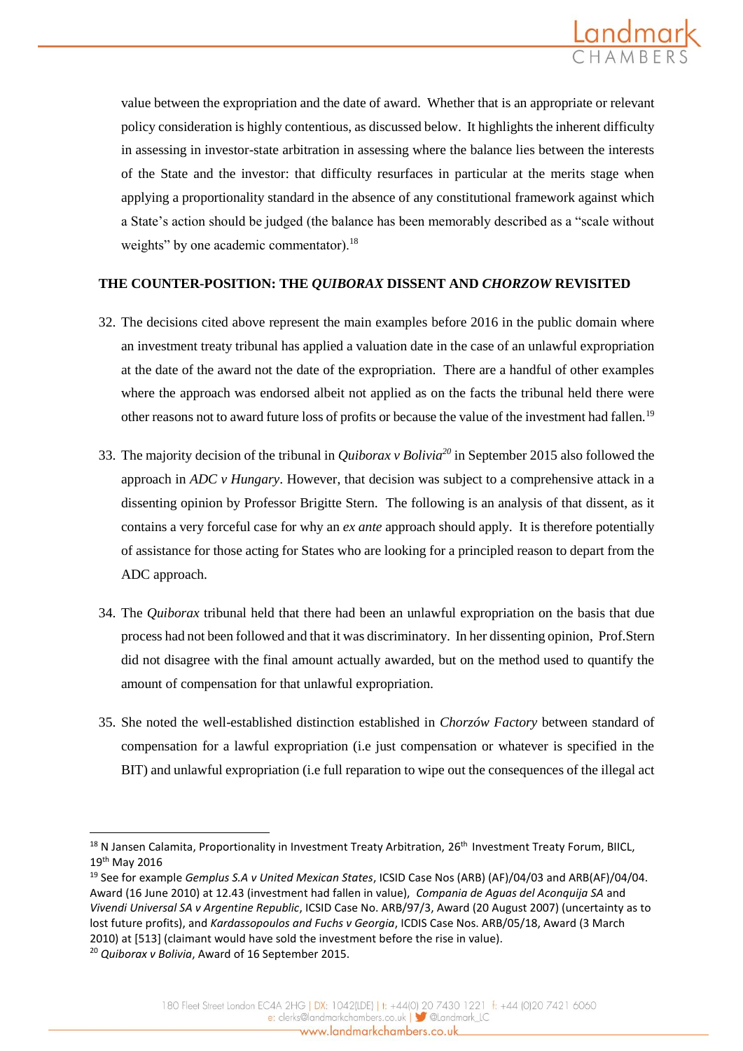value between the expropriation and the date of award. Whether that is an appropriate or relevant policy consideration is highly contentious, as discussed below. It highlights the inherent difficulty in assessing in investor-state arbitration in assessing where the balance lies between the interests of the State and the investor: that difficulty resurfaces in particular at the merits stage when applying a proportionality standard in the absence of any constitutional framework against which a State's action should be judged (the balance has been memorably described as a "scale without weights" by one academic commentator).[18]

**THE COUNTER-POSITION: THE *QUIBORAX* DISSENT AND *CHORZOW* REVISITED**

32. The decisions cited above represent the main examples before 2016 in the public domain where an investment treaty tribunal has applied a valuation date in the case of an unlawful expropriation at the date of the award not the date of the expropriation. There are a handful of other examples where the approach was endorsed albeit not applied as on the facts the tribunal held there were other reasons not to award future loss of profits or because the value of the investment had fallen.[19]

33. The majority decision of the tribunal in *Quiborax v Bolivia*[20] in September 2015 also followed the approach in *ADC v Hungary*. However, that decision was subject to a comprehensive attack in a dissenting opinion by Professor Brigitte Stern. The following is an analysis of that dissent, as it contains a very forceful case for why an *ex ante* approach should apply. It is therefore potentially of assistance for those acting for States who are looking for a principled reason to depart from the ADC approach.

34. The *Quiborax* tribunal held that there had been an unlawful expropriation on the basis that due process had not been followed and that it was discriminatory. In her dissenting opinion, Prof.Stern did not disagree with the final amount actually awarded, but on the method used to quantify the amount of compensation for that unlawful expropriation.

35. She noted the well-established distinction established in *Chorzów Factory* between standard of compensation for a lawful expropriation (i.e just compensation or whatever is specified in the BIT) and unlawful expropriation (i.e full reparation to wipe out the consequences of the illegal act

---

[18] N Jansen Calamita, Proportionality in Investment Treaty Arbitration, 26th Investment Treaty Forum, BIICL, 19th May 2016

[19] See for example *Gemplus S.A v United Mexican States*, ICSID Case Nos (ARB) (AF)/04/03 and ARB(AF)/04/04. Award (16 June 2010) at 12.43 (investment had fallen in value), *Compania de Aguas del Aconquija SA* and *Vivendi Universal SA v Argentine Republic*, ICSID Case No. ARB/97/3, Award (20 August 2007) (uncertainty as to lost future profits), and *Kardassopoulos and Fuchs v Georgia*, ICDIS Case Nos. ARB/05/18, Award (3 March 2010) at [513] (claimant would have sold the investment before the rise in value).

[20] *Quiborax v Bolivia*, Award of 16 September 2015.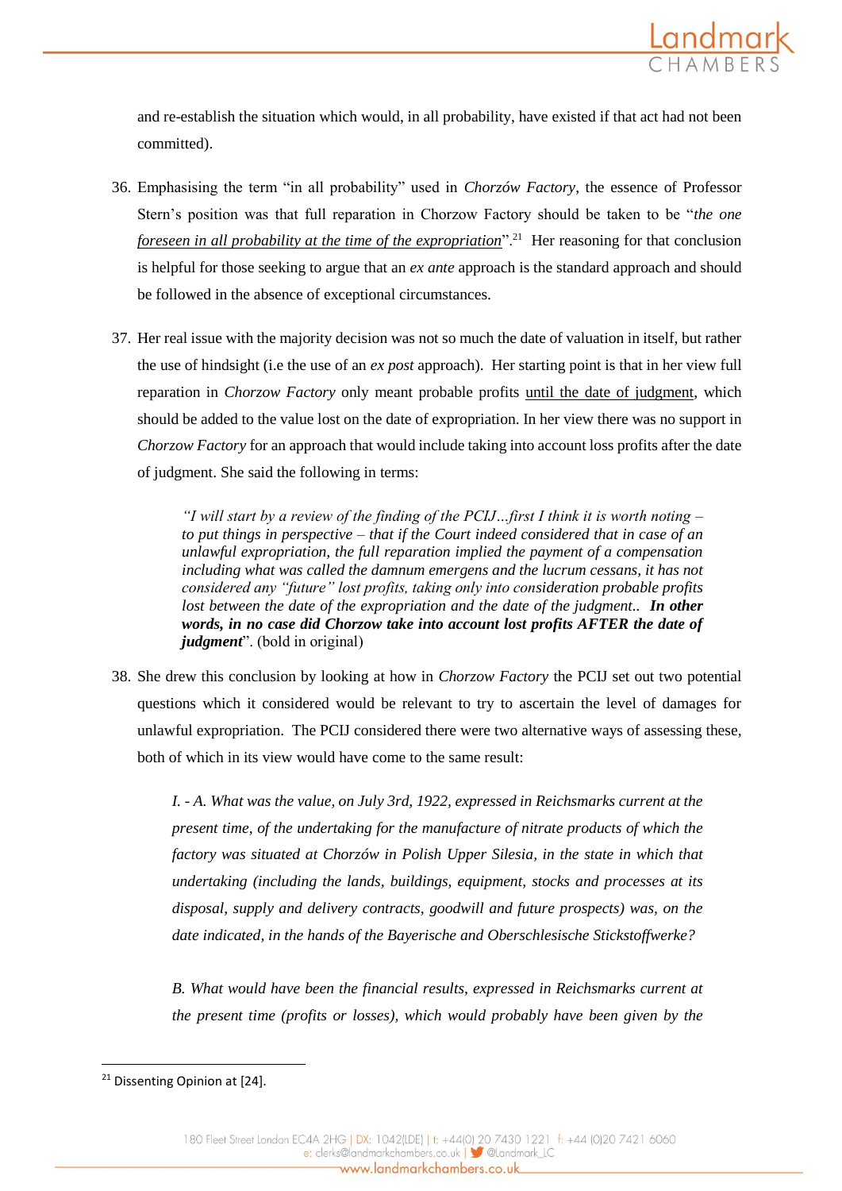and re-establish the situation which would, in all probability, have existed if that act had not been committed).

36. Emphasising the term "in all probability" used in *Chorzów Factory*, the essence of Professor Stern's position was that full reparation in Chorzow Factory should be taken to be "*the one foreseen in all probability at the time of the expropriation*".[21] Her reasoning for that conclusion is helpful for those seeking to argue that an *ex ante* approach is the standard approach and should be followed in the absence of exceptional circumstances.

37. Her real issue with the majority decision was not so much the date of valuation in itself, but rather the use of hindsight (i.e the use of an *ex post* approach). Her starting point is that in her view full reparation in *Chorzow Factory* only meant probable profits until the date of judgment, which should be added to the value lost on the date of expropriation. In her view there was no support in *Chorzow Factory* for an approach that would include taking into account loss profits after the date of judgment. She said the following in terms:

> *"I will start by a review of the finding of the PCIJ…first I think it is worth noting – to put things in perspective – that if the Court indeed considered that in case of an unlawful expropriation, the full reparation implied the payment of a compensation including what was called the damnum emergens and the lucrum cessans, it has not considered any "future" lost profits, taking only into consideration probable profits lost between the date of the expropriation and the date of the judgment.. **In other words, in no case did Chorzow take into account lost profits AFTER the date of judgment***". (bold in original)

38. She drew this conclusion by looking at how in *Chorzow Factory* the PCIJ set out two potential questions which it considered would be relevant to try to ascertain the level of damages for unlawful expropriation. The PCIJ considered there were two alternative ways of assessing these, both of which in its view would have come to the same result:

> *I. - A. What was the value, on July 3rd, 1922, expressed in Reichsmarks current at the present time, of the undertaking for the manufacture of nitrate products of which the factory was situated at Chorzów in Polish Upper Silesia, in the state in which that undertaking (including the lands, buildings, equipment, stocks and processes at its disposal, supply and delivery contracts, goodwill and future prospects) was, on the date indicated, in the hands of the Bayerische and Oberschlesische Stickstoffwerke?*
>
> *B. What would have been the financial results, expressed in Reichsmarks current at the present time (profits or losses), which would probably have been given by the*

[21] Dissenting Opinion at [24].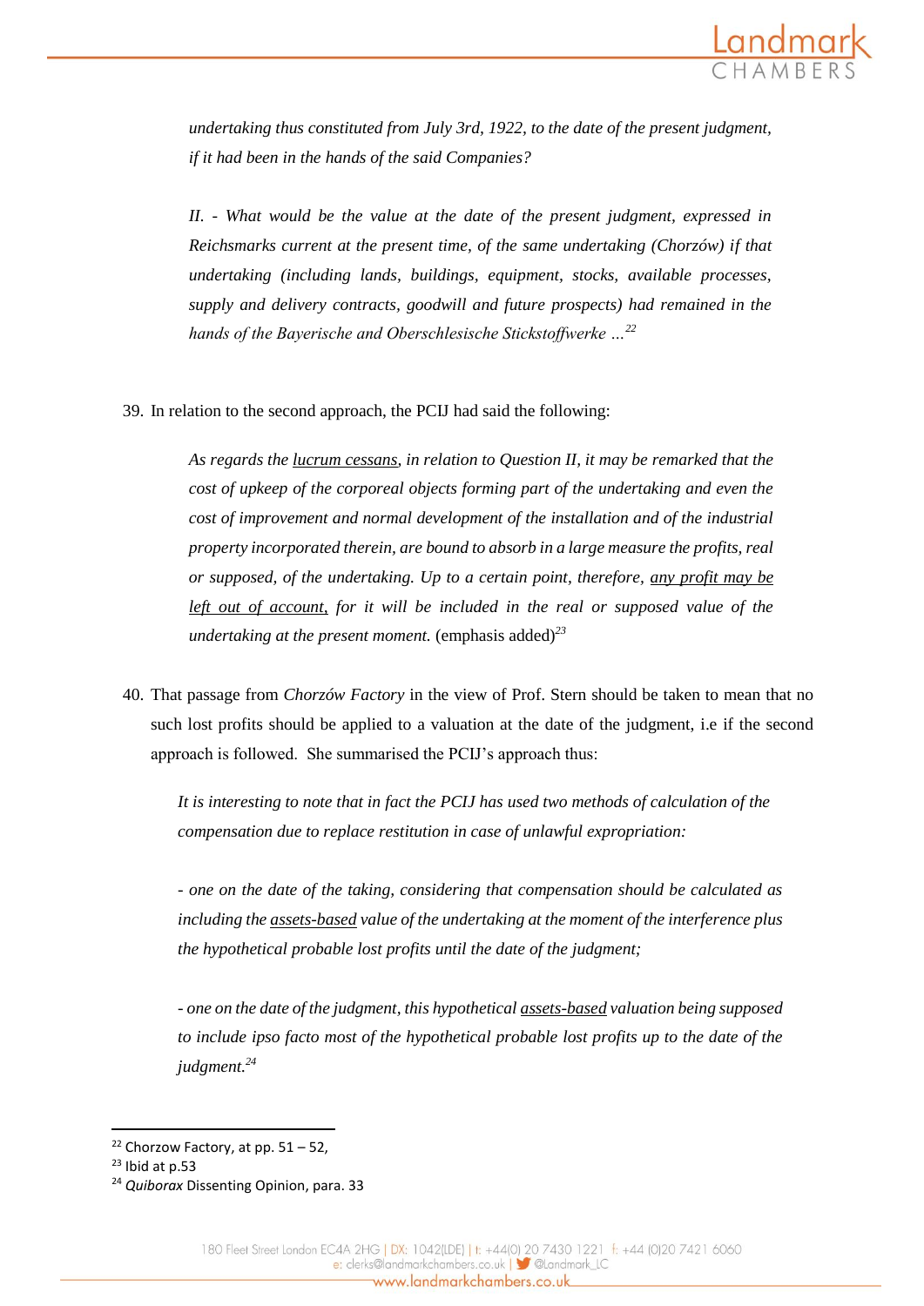*undertaking thus constituted from July 3rd, 1922, to the date of the present judgment, if it had been in the hands of the said Companies?*

*II. - What would be the value at the date of the present judgment, expressed in Reichsmarks current at the present time, of the same undertaking (Chorzów) if that undertaking (including lands, buildings, equipment, stocks, available processes, supply and delivery contracts, goodwill and future prospects) had remained in the hands of the Bayerische and Oberschlesische Stickstoffwerke ...*[22]

39. In relation to the second approach, the PCIJ had said the following:

> *As regards the* <u>*lucrum cessans*</u>*, in relation to Question II, it may be remarked that the cost of upkeep of the corporeal objects forming part of the undertaking and even the cost of improvement and normal development of the installation and of the industrial property incorporated therein, are bound to absorb in a large measure the profits, real or supposed, of the undertaking. Up to a certain point, therefore,* <u>*any profit may be left out of account,*</u> *for it will be included in the real or supposed value of the undertaking at the present moment.* (emphasis added)[23]

40. That passage from *Chorzów Factory* in the view of Prof. Stern should be taken to mean that no such lost profits should be applied to a valuation at the date of the judgment, i.e if the second approach is followed. She summarised the PCIJ's approach thus:

> *It is interesting to note that in fact the PCIJ has used two methods of calculation of the compensation due to replace restitution in case of unlawful expropriation:*
>
> *- one on the date of the taking, considering that compensation should be calculated as including the* <u>*assets-based*</u> *value of the undertaking at the moment of the interference plus the hypothetical probable lost profits until the date of the judgment;*
>
> *- one on the date of the judgment, this hypothetical* <u>*assets-based*</u> *valuation being supposed to include ipso facto most of the hypothetical probable lost profits up to the date of the judgment.*[24]

---

[22] Chorzow Factory, at pp. 51 – 52,

[23] Ibid at p.53

[24] *Quiborax* Dissenting Opinion, para. 33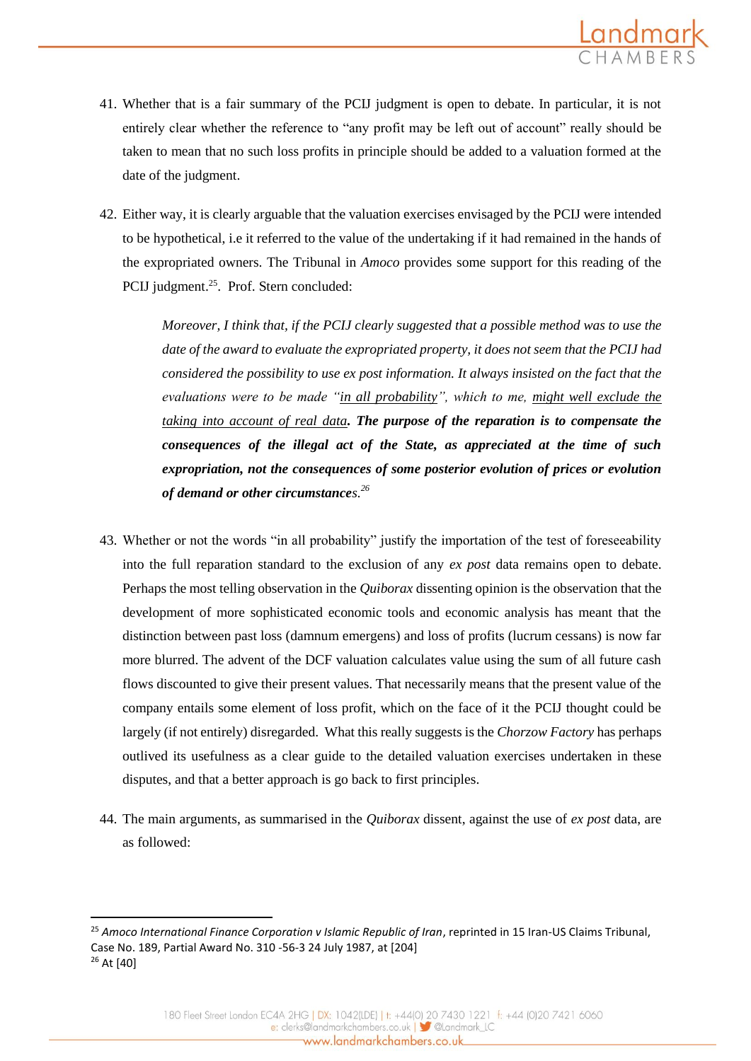41. Whether that is a fair summary of the PCIJ judgment is open to debate. In particular, it is not entirely clear whether the reference to "any profit may be left out of account" really should be taken to mean that no such loss profits in principle should be added to a valuation formed at the date of the judgment.

42. Either way, it is clearly arguable that the valuation exercises envisaged by the PCIJ were intended to be hypothetical, i.e it referred to the value of the undertaking if it had remained in the hands of the expropriated owners. The Tribunal in *Amoco* provides some support for this reading of the PCIJ judgment.[25]. Prof. Stern concluded:

> *Moreover, I think that, if the PCIJ clearly suggested that a possible method was to use the date of the award to evaluate the expropriated property, it does not seem that the PCIJ had considered the possibility to use ex post information. It always insisted on the fact that the evaluations were to be made "in all probability", which to me, might well exclude the taking into account of real data. **The purpose of the reparation is to compensate the consequences of the illegal act of the State, as appreciated at the time of such expropriation, not the consequences of some posterior evolution of prices or evolution of demand or other circumstances.***[26]

43. Whether or not the words "in all probability" justify the importation of the test of foreseeability into the full reparation standard to the exclusion of any *ex post* data remains open to debate. Perhaps the most telling observation in the *Quiborax* dissenting opinion is the observation that the development of more sophisticated economic tools and economic analysis has meant that the distinction between past loss (damnum emergens) and loss of profits (lucrum cessans) is now far more blurred. The advent of the DCF valuation calculates value using the sum of all future cash flows discounted to give their present values. That necessarily means that the present value of the company entails some element of loss profit, which on the face of it the PCIJ thought could be largely (if not entirely) disregarded. What this really suggests is the *Chorzow Factory* has perhaps outlived its usefulness as a clear guide to the detailed valuation exercises undertaken in these disputes, and that a better approach is go back to first principles.

44. The main arguments, as summarised in the *Quiborax* dissent, against the use of *ex post* data, are as followed:

---

[25] *Amoco International Finance Corporation v Islamic Republic of Iran*, reprinted in 15 Iran-US Claims Tribunal, Case No. 189, Partial Award No. 310 -56-3 24 July 1987, at [204]

[26] At [40]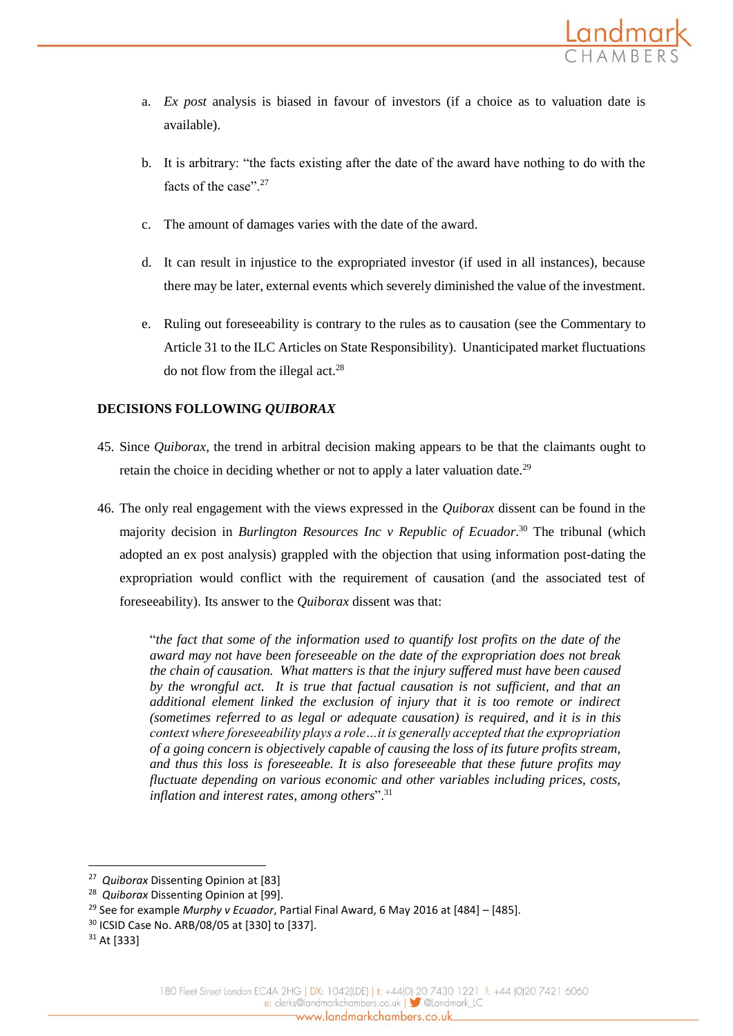a. *Ex post* analysis is biased in favour of investors (if a choice as to valuation date is available).

b. It is arbitrary: "the facts existing after the date of the award have nothing to do with the facts of the case".[27]

c. The amount of damages varies with the date of the award.

d. It can result in injustice to the expropriated investor (if used in all instances), because there may be later, external events which severely diminished the value of the investment.

e. Ruling out foreseeability is contrary to the rules as to causation (see the Commentary to Article 31 to the ILC Articles on State Responsibility). Unanticipated market fluctuations do not flow from the illegal act.[28]

## DECISIONS FOLLOWING *QUIBORAX*

45. Since *Quiborax*, the trend in arbitral decision making appears to be that the claimants ought to retain the choice in deciding whether or not to apply a later valuation date.[29]

46. The only real engagement with the views expressed in the *Quiborax* dissent can be found in the majority decision in *Burlington Resources Inc v Republic of Ecuador*.[30] The tribunal (which adopted an ex post analysis) grappled with the objection that using information post-dating the expropriation would conflict with the requirement of causation (and the associated test of foreseeability). Its answer to the *Quiborax* dissent was that:

> "*the fact that some of the information used to quantify lost profits on the date of the award may not have been foreseeable on the date of the expropriation does not break the chain of causation. What matters is that the injury suffered must have been caused by the wrongful act. It is true that factual causation is not sufficient, and that an additional element linked the exclusion of injury that it is too remote or indirect (sometimes referred to as legal or adequate causation) is required, and it is in this context where foreseeability plays a role…it is generally accepted that the expropriation of a going concern is objectively capable of causing the loss of its future profits stream, and thus this loss is foreseeable. It is also foreseeable that these future profits may fluctuate depending on various economic and other variables including prices, costs, inflation and interest rates, among others*".[31]

---

[27] *Quiborax* Dissenting Opinion at [83]

[28] *Quiborax* Dissenting Opinion at [99].

[29] See for example *Murphy v Ecuador*, Partial Final Award, 6 May 2016 at [484] – [485].

[30] ICSID Case No. ARB/08/05 at [330] to [337].

[31] At [333]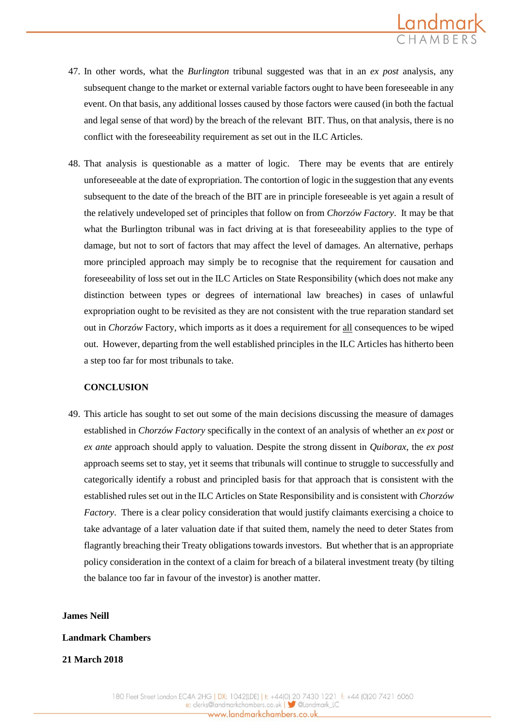47. In other words, what the *Burlington* tribunal suggested was that in an *ex post* analysis, any subsequent change to the market or external variable factors ought to have been foreseeable in any event. On that basis, any additional losses caused by those factors were caused (in both the factual and legal sense of that word) by the breach of the relevant BIT. Thus, on that analysis, there is no conflict with the foreseeability requirement as set out in the ILC Articles.

48. That analysis is questionable as a matter of logic. There may be events that are entirely unforeseeable at the date of expropriation. The contortion of logic in the suggestion that any events subsequent to the date of the breach of the BIT are in principle foreseeable is yet again a result of the relatively undeveloped set of principles that follow on from *Chorzów Factory*. It may be that what the Burlington tribunal was in fact driving at is that foreseeability applies to the type of damage, but not to sort of factors that may affect the level of damages. An alternative, perhaps more principled approach may simply be to recognise that the requirement for causation and foreseeability of loss set out in the ILC Articles on State Responsibility (which does not make any distinction between types or degrees of international law breaches) in cases of unlawful expropriation ought to be revisited as they are not consistent with the true reparation standard set out in *Chorzów* Factory, which imports as it does a requirement for <u>all</u> consequences to be wiped out. However, departing from the well established principles in the ILC Articles has hitherto been a step too far for most tribunals to take.

**CONCLUSION**

49. This article has sought to set out some of the main decisions discussing the measure of damages established in *Chorzów Factory* specifically in the context of an analysis of whether an *ex post* or *ex ante* approach should apply to valuation. Despite the strong dissent in *Quiborax*, the *ex post* approach seems set to stay, yet it seems that tribunals will continue to struggle to successfully and categorically identify a robust and principled basis for that approach that is consistent with the established rules set out in the ILC Articles on State Responsibility and is consistent with *Chorzów Factory*. There is a clear policy consideration that would justify claimants exercising a choice to take advantage of a later valuation date if that suited them, namely the need to deter States from flagrantly breaching their Treaty obligations towards investors. But whether that is an appropriate policy consideration in the context of a claim for breach of a bilateral investment treaty (by tilting the balance too far in favour of the investor) is another matter.

**James Neill**

**Landmark Chambers**

**21 March 2018**